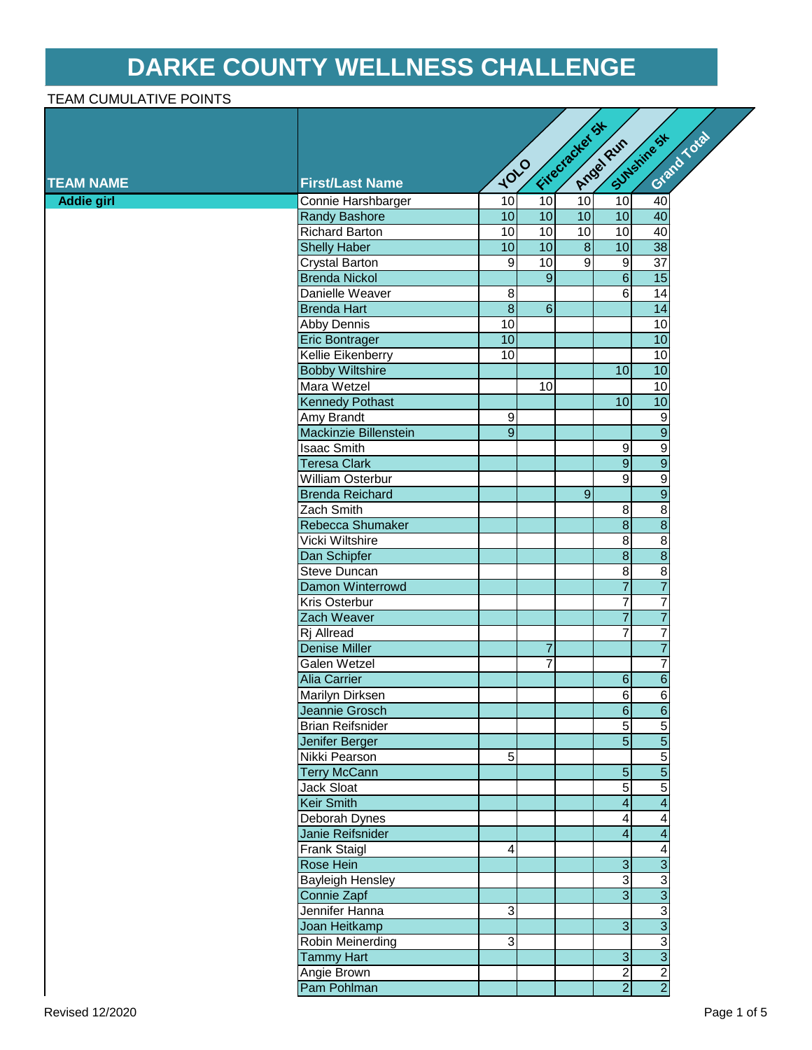# DARKE COUNTY WELLNESS CHALLENGE

TEAM CUMULATIVE POINTS

| TEAM NAME | First/Last Name | YOLO | Firecracker 5k | Angel Run | SUNshine 5k | Grand Total |
|---|---|---|---|---|---|---|
| Addie girl | Connie Harshbarger | 10 | 10 | 10 | 10 | 40 |
| | Randy Bashore | 10 | 10 | 10 | 10 | 40 |
| | Richard Barton | 10 | 10 | 10 | 10 | 40 |
| | Shelly Haber | 10 | 10 | 8 | 10 | 38 |
| | Crystal Barton | 9 | 10 | 9 | 9 | 37 |
| | Brenda Nickol | | 9 | | 6 | 15 |
| | Danielle Weaver | 8 | | | 6 | 14 |
| | Brenda Hart | 8 | 6 | | | 14 |
| | Abby Dennis | 10 | | | | 10 |
| | Eric Bontrager | 10 | | | | 10 |
| | Kellie Eikenberry | 10 | | | | 10 |
| | Bobby Wiltshire | | | | 10 | 10 |
| | Mara Wetzel | | 10 | | | 10 |
| | Kennedy Pothast | | | | 10 | 10 |
| | Amy Brandt | 9 | | | | 9 |
| | Mackinzie Billenstein | 9 | | | | 9 |
| | Isaac Smith | | | | 9 | 9 |
| | Teresa Clark | | | | 9 | 9 |
| | William Osterbur | | | | 9 | 9 |
| | Brenda Reichard | | | 9 | | 9 |
| | Zach Smith | | | | 8 | 8 |
| | Rebecca Shumaker | | | | 8 | 8 |
| | Vicki Wiltshire | | | | 8 | 8 |
| | Dan Schipfer | | | | 8 | 8 |
| | Steve Duncan | | | | 8 | 8 |
| | Damon Winterrowd | | | | 7 | 7 |
| | Kris Osterbur | | | | 7 | 7 |
| | Zach Weaver | | | | 7 | 7 |
| | Rj Allread | | | | 7 | 7 |
| | Denise Miller | | 7 | | | 7 |
| | Galen Wetzel | | 7 | | | 7 |
| | Alia Carrier | | | | 6 | 6 |
| | Marilyn Dirksen | | | | 6 | 6 |
| | Jeannie Grosch | | | | 6 | 6 |
| | Brian Reifsnider | | | | 5 | 5 |
| | Jenifer Berger | | | | 5 | 5 |
| | Nikki Pearson | 5 | | | | 5 |
| | Terry McCann | | | | 5 | 5 |
| | Jack Sloat | | | | 5 | 5 |
| | Keir Smith | | | | 4 | 4 |
| | Deborah Dynes | | | | 4 | 4 |
| | Janie Reifsnider | | | | 4 | 4 |
| | Frank Staigl | 4 | | | | 4 |
| | Rose Hein | | | | 3 | 3 |
| | Bayleigh Hensley | | | | 3 | 3 |
| | Connie Zapf | | | | 3 | 3 |
| | Jennifer Hanna | 3 | | | | 3 |
| | Joan Heitkamp | | | | 3 | 3 |
| | Robin Meinerding | 3 | | | | 3 |
| | Tammy Hart | | | | 3 | 3 |
| | Angie Brown | | | | 2 | 2 |
| | Pam Pohlman | | | | 2 | 2 |

Revised 12/2020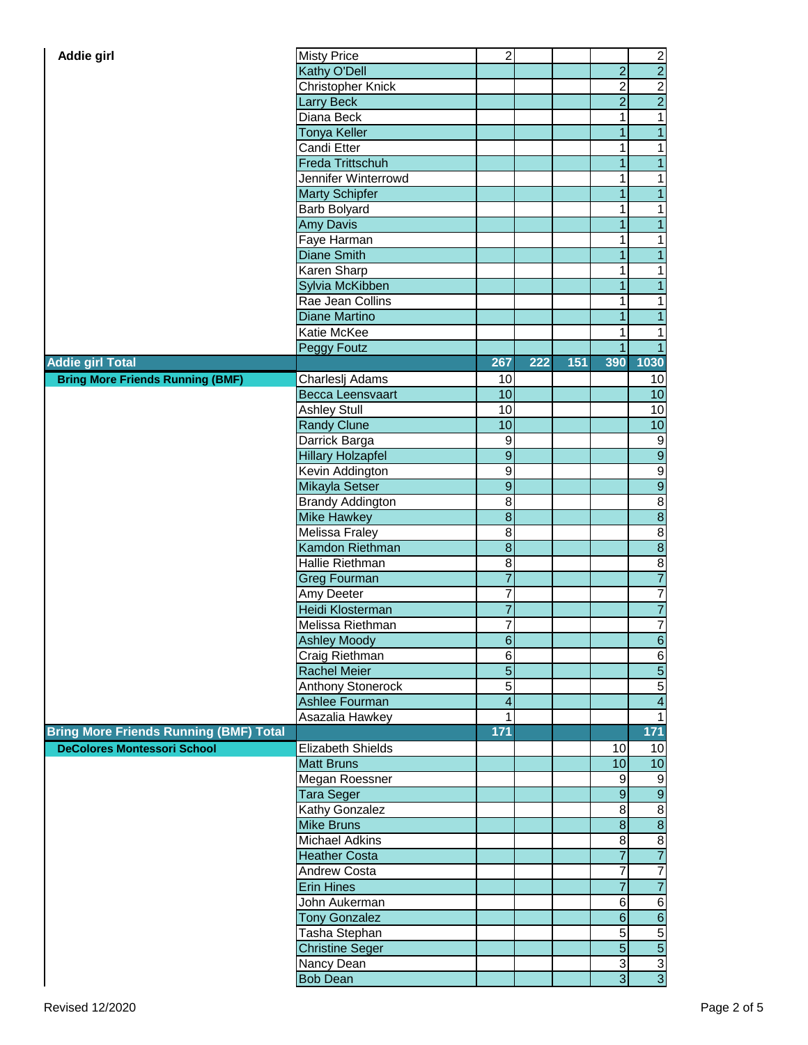| Team | Name | | | | | Total |
|---|---|---|---|---|---|---|
| **Addie girl** | Misty Price | 2 | | | | 2 |
| | Kathy O'Dell | | | | 2 | 2 |
| | Christopher Knick | | | | 2 | 2 |
| | Larry Beck | | | | 2 | 2 |
| | Diana Beck | | | | 1 | 1 |
| | Tonya Keller | | | | 1 | 1 |
| | Candi Etter | | | | 1 | 1 |
| | Freda Trittschuh | | | | 1 | 1 |
| | Jennifer Winterrowd | | | | 1 | 1 |
| | Marty Schipfer | | | | 1 | 1 |
| | Barb Bolyard | | | | 1 | 1 |
| | Amy Davis | | | | 1 | 1 |
| | Faye Harman | | | | 1 | 1 |
| | Diane Smith | | | | 1 | 1 |
| | Karen Sharp | | | | 1 | 1 |
| | Sylvia McKibben | | | | 1 | 1 |
| | Rae Jean Collins | | | | 1 | 1 |
| | Diane Martino | | | | 1 | 1 |
| | Katie McKee | | | | 1 | 1 |
| | Peggy Foutz | | | | 1 | 1 |
| **Addie girl Total** | | **267** | **222** | **151** | **390** | **1030** |
| **Bring More Friends Running (BMF)** | Charleslj Adams | 10 | | | | 10 |
| | Becca Leensvaart | 10 | | | | 10 |
| | Ashley Stull | 10 | | | | 10 |
| | Randy Clune | 10 | | | | 10 |
| | Darrick Barga | 9 | | | | 9 |
| | Hillary Holzapfel | 9 | | | | 9 |
| | Kevin Addington | 9 | | | | 9 |
| | Mikayla Setser | 9 | | | | 9 |
| | Brandy Addington | 8 | | | | 8 |
| | Mike Hawkey | 8 | | | | 8 |
| | Melissa Fraley | 8 | | | | 8 |
| | Kamdon Riethman | 8 | | | | 8 |
| | Hallie Riethman | 8 | | | | 8 |
| | Greg Fourman | 7 | | | | 7 |
| | Amy Deeter | 7 | | | | 7 |
| | Heidi Klosterman | 7 | | | | 7 |
| | Melissa Riethman | 7 | | | | 7 |
| | Ashley Moody | 6 | | | | 6 |
| | Craig Riethman | 6 | | | | 6 |
| | Rachel Meier | 5 | | | | 5 |
| | Anthony Stonerock | 5 | | | | 5 |
| | Ashlee Fourman | 4 | | | | 4 |
| | Asazalia Hawkey | 1 | | | | 1 |
| **Bring More Friends Running (BMF) Total** | | **171** | | | | **171** |
| **DeColores Montessori School** | Elizabeth Shields | | | | 10 | 10 |
| | Matt Bruns | | | | 10 | 10 |
| | Megan Roessner | | | | 9 | 9 |
| | Tara Seger | | | | 9 | 9 |
| | Kathy Gonzalez | | | | 8 | 8 |
| | Mike Bruns | | | | 8 | 8 |
| | Michael Adkins | | | | 8 | 8 |
| | Heather Costa | | | | 7 | 7 |
| | Andrew Costa | | | | 7 | 7 |
| | Erin Hines | | | | 7 | 7 |
| | John Aukerman | | | | 6 | 6 |
| | Tony Gonzalez | | | | 6 | 6 |
| | Tasha Stephan | | | | 5 | 5 |
| | Christine Seger | | | | 5 | 5 |
| | Nancy Dean | | | | 3 | 3 |
| | Bob Dean | | | | 3 | 3 |

Revised 12/2020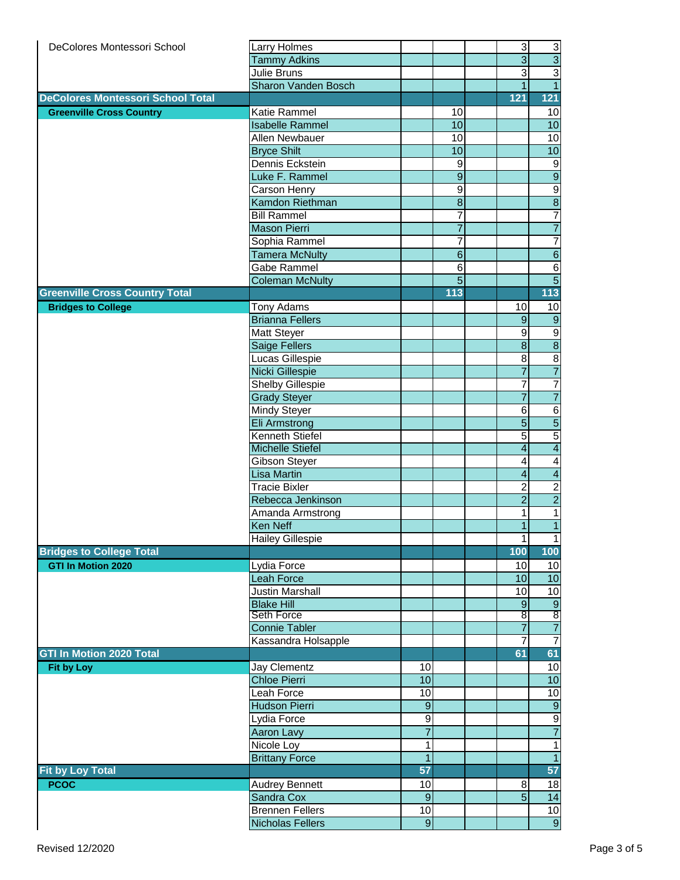| | | | | | | |
|---|---|---|---|---|---|---|
| DeColores Montessori School | Larry Holmes | | | | 3 | 3 |
| | Tammy Adkins | | | | 3 | 3 |
| | Julie Bruns | | | | 3 | 3 |
| | Sharon Vanden Bosch | | | | 1 | 1 |
| **DeColores Montessori School Total** | | | | | **121** | **121** |
| **Greenville Cross Country** | Katie Rammel | | 10 | | | 10 |
| | Isabelle Rammel | | 10 | | | 10 |
| | Allen Newbauer | | 10 | | | 10 |
| | Bryce Shilt | | 10 | | | 10 |
| | Dennis Eckstein | | 9 | | | 9 |
| | Luke F. Rammel | | 9 | | | 9 |
| | Carson Henry | | 9 | | | 9 |
| | Kamdon Riethman | | 8 | | | 8 |
| | Bill Rammel | | 7 | | | 7 |
| | Mason Pierri | | 7 | | | 7 |
| | Sophia Rammel | | 7 | | | 7 |
| | Tamera McNulty | | 6 | | | 6 |
| | Gabe Rammel | | 6 | | | 6 |
| | Coleman McNulty | | 5 | | | 5 |
| **Greenville Cross Country Total** | | | **113** | | | **113** |
| **Bridges to College** | Tony Adams | | | | 10 | 10 |
| | Brianna Fellers | | | | 9 | 9 |
| | Matt Steyer | | | | 9 | 9 |
| | Saige Fellers | | | | 8 | 8 |
| | Lucas Gillespie | | | | 8 | 8 |
| | Nicki Gillespie | | | | 7 | 7 |
| | Shelby Gillespie | | | | 7 | 7 |
| | Grady Steyer | | | | 7 | 7 |
| | Mindy Steyer | | | | 6 | 6 |
| | Eli Armstrong | | | | 5 | 5 |
| | Kenneth Stiefel | | | | 5 | 5 |
| | Michelle Stiefel | | | | 4 | 4 |
| | Gibson Steyer | | | | 4 | 4 |
| | Lisa Martin | | | | 4 | 4 |
| | Tracie Bixler | | | | 2 | 2 |
| | Rebecca Jenkinson | | | | 2 | 2 |
| | Amanda Armstrong | | | | 1 | 1 |
| | Ken Neff | | | | 1 | 1 |
| | Hailey Gillespie | | | | 1 | 1 |
| **Bridges to College Total** | | | | | **100** | **100** |
| **GTI In Motion 2020** | Lydia Force | | | | 10 | 10 |
| | Leah Force | | | | 10 | 10 |
| | Justin Marshall | | | | 10 | 10 |
| | Blake Hill | | | | 9 | 9 |
| | Seth Force | | | | 8 | 8 |
| | Connie Tabler | | | | 7 | 7 |
| | Kassandra Holsapple | | | | 7 | 7 |
| **GTI In Motion 2020 Total** | | | | | **61** | **61** |
| **Fit by Loy** | Jay Clementz | 10 | | | | 10 |
| | Chloe Pierri | 10 | | | | 10 |
| | Leah Force | 10 | | | | 10 |
| | Hudson Pierri | 9 | | | | 9 |
| | Lydia Force | 9 | | | | 9 |
| | Aaron Lavy | 7 | | | | 7 |
| | Nicole Loy | 1 | | | | 1 |
| | Brittany Force | 1 | | | | 1 |
| **Fit by Loy Total** | | **57** | | | | **57** |
| **PCOC** | Audrey Bennett | 10 | | | 8 | 18 |
| | Sandra Cox | 9 | | | 5 | 14 |
| | Brennen Fellers | 10 | | | | 10 |
| | Nicholas Fellers | 9 | | | | 9 |

Revised 12/2020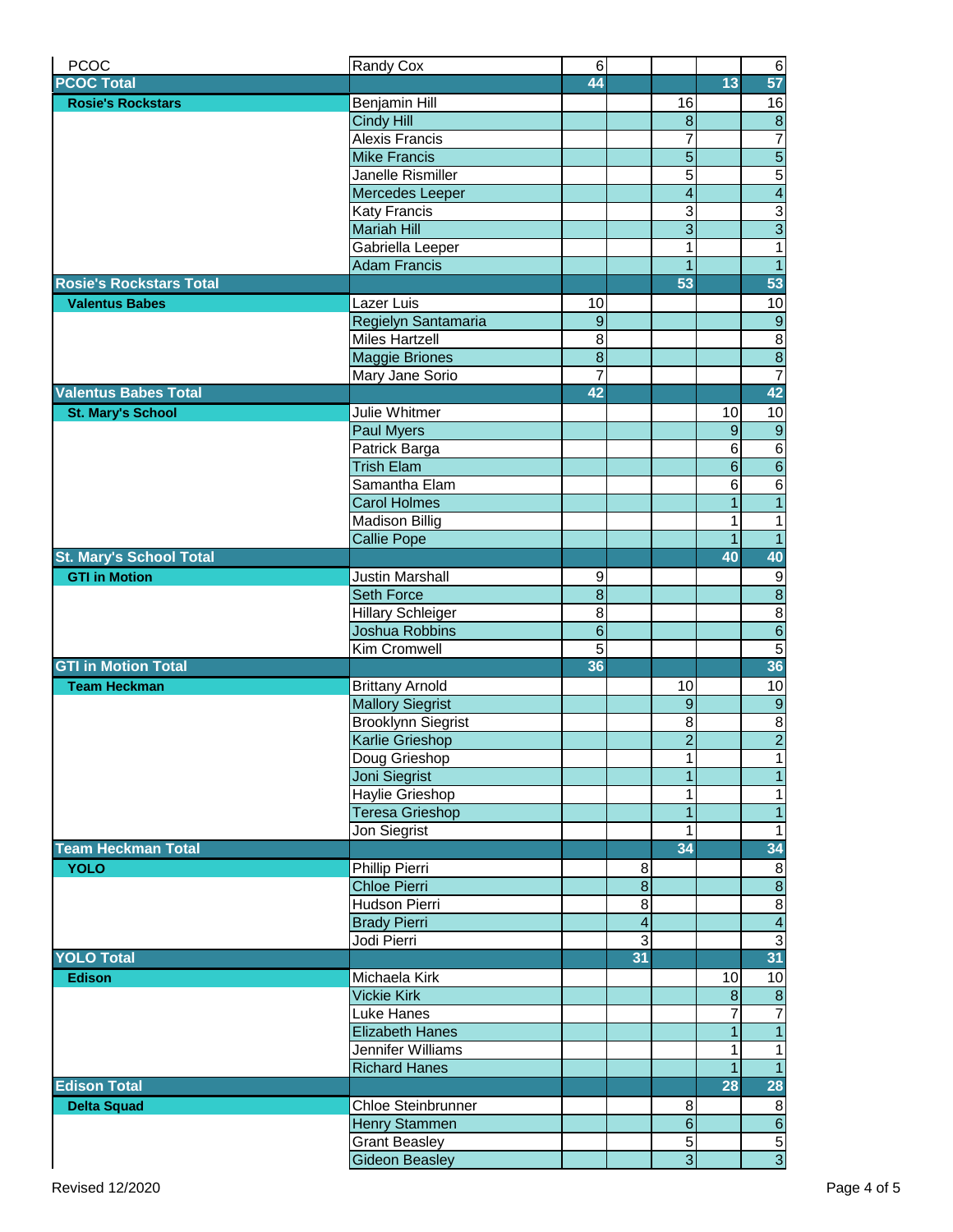| | | | | | | |
|---|---|---|---|---|---|---|
| PCOC | Randy Cox | 6 | | | | 6 |
| **PCOC Total** | | **44** | | | **13** | **57** |
| **Rosie's Rockstars** | Benjamin Hill | | | 16 | | 16 |
| | Cindy Hill | | | 8 | | 8 |
| | Alexis Francis | | | 7 | | 7 |
| | Mike Francis | | | 5 | | 5 |
| | Janelle Rismiller | | | 5 | | 5 |
| | Mercedes Leeper | | | 4 | | 4 |
| | Katy Francis | | | 3 | | 3 |
| | Mariah Hill | | | 3 | | 3 |
| | Gabriella Leeper | | | 1 | | 1 |
| | Adam Francis | | | 1 | | 1 |
| **Rosie's Rockstars Total** | | | | **53** | | **53** |
| **Valentus Babes** | Lazer Luis | 10 | | | | 10 |
| | Regielyn Santamaria | 9 | | | | 9 |
| | Miles Hartzell | 8 | | | | 8 |
| | Maggie Briones | 8 | | | | 8 |
| | Mary Jane Sorio | 7 | | | | 7 |
| **Valentus Babes Total** | | **42** | | | | **42** |
| **St. Mary's School** | Julie Whitmer | | | | 10 | 10 |
| | Paul Myers | | | | 9 | 9 |
| | Patrick Barga | | | | 6 | 6 |
| | Trish Elam | | | | 6 | 6 |
| | Samantha Elam | | | | 6 | 6 |
| | Carol Holmes | | | | 1 | 1 |
| | Madison Billig | | | | 1 | 1 |
| | Callie Pope | | | | 1 | 1 |
| **St. Mary's School Total** | | | | | **40** | **40** |
| **GTI in Motion** | Justin Marshall | 9 | | | | 9 |
| | Seth Force | 8 | | | | 8 |
| | Hillary Schleiger | 8 | | | | 8 |
| | Joshua Robbins | 6 | | | | 6 |
| | Kim Cromwell | 5 | | | | 5 |
| **GTI in Motion Total** | | **36** | | | | **36** |
| **Team Heckman** | Brittany Arnold | | | 10 | | 10 |
| | Mallory Siegrist | | | 9 | | 9 |
| | Brooklynn Siegrist | | | 8 | | 8 |
| | Karlie Grieshop | | | 2 | | 2 |
| | Doug Grieshop | | | 1 | | 1 |
| | Joni Siegrist | | | 1 | | 1 |
| | Haylie Grieshop | | | 1 | | 1 |
| | Teresa Grieshop | | | 1 | | 1 |
| | Jon Siegrist | | | 1 | | 1 |
| **Team Heckman Total** | | | | **34** | | **34** |
| **YOLO** | Phillip Pierri | | 8 | | | 8 |
| | Chloe Pierri | | 8 | | | 8 |
| | Hudson Pierri | | 8 | | | 8 |
| | Brady Pierri | | 4 | | | 4 |
| | Jodi Pierri | | 3 | | | 3 |
| **YOLO Total** | | | **31** | | | **31** |
| **Edison** | Michaela Kirk | | | | 10 | 10 |
| | Vickie Kirk | | | | 8 | 8 |
| | Luke Hanes | | | | 7 | 7 |
| | Elizabeth Hanes | | | | 1 | 1 |
| | Jennifer Williams | | | | 1 | 1 |
| | Richard Hanes | | | | 1 | 1 |
| **Edison Total** | | | | | **28** | **28** |
| **Delta Squad** | Chloe Steinbrunner | | | 8 | | 8 |
| | Henry Stammen | | | 6 | | 6 |
| | Grant Beasley | | | 5 | | 5 |
| | Gideon Beasley | | | 3 | | 3 |

Revised 12/2020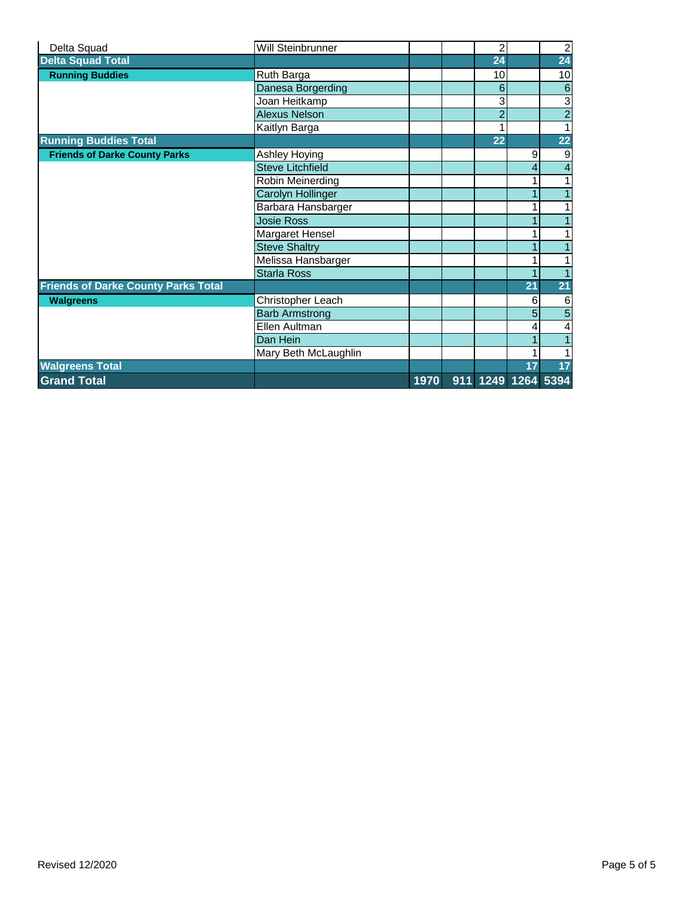| | | | | | | |
|---|---|---|---|---|---|---|
| Delta Squad | Will Steinbrunner | | | 2 | | 2 |
| **Delta Squad Total** | | | | **24** | | **24** |
| **Running Buddies** | Ruth Barga | | | 10 | | 10 |
| | Danesa Borgerding | | | 6 | | 6 |
| | Joan Heitkamp | | | 3 | | 3 |
| | Alexus Nelson | | | 2 | | 2 |
| | Kaitlyn Barga | | | 1 | | 1 |
| **Running Buddies Total** | | | | **22** | | **22** |
| **Friends of Darke County Parks** | Ashley Hoying | | | | 9 | 9 |
| | Steve Litchfield | | | | 4 | 4 |
| | Robin Meinerding | | | | 1 | 1 |
| | Carolyn Hollinger | | | | 1 | 1 |
| | Barbara Hansbarger | | | | 1 | 1 |
| | Josie Ross | | | | 1 | 1 |
| | Margaret Hensel | | | | 1 | 1 |
| | Steve Shaltry | | | | 1 | 1 |
| | Melissa Hansbarger | | | | 1 | 1 |
| | Starla Ross | | | | 1 | 1 |
| **Friends of Darke County Parks Total** | | | | | **21** | **21** |
| **Walgreens** | Christopher Leach | | | | 6 | 6 |
| | Barb Armstrong | | | | 5 | 5 |
| | Ellen Aultman | | | | 4 | 4 |
| | Dan Hein | | | | 1 | 1 |
| | Mary Beth McLaughlin | | | | 1 | 1 |
| **Walgreens Total** | | | | | **17** | **17** |
| **Grand Total** | | **1970** | **911** | **1249** | **1264** | **5394** |

Revised 12/2020